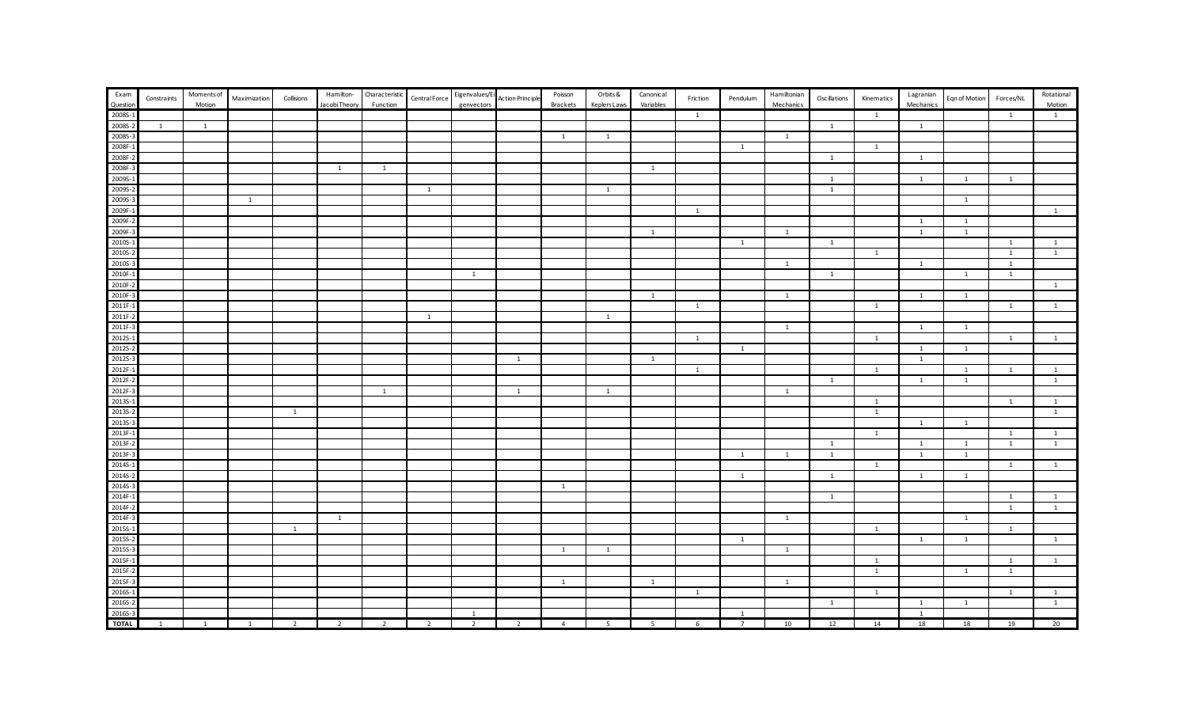| Exam Question | Constraints | Moments of Motion | Maximization | Collisions | Hamilton-Jacobi Theory | Characteristic Function | Central Force | Eigenvalues/Eigenvectors | Action Principle | Poisson Brackets | Orbits & Keplers Laws | Canonical Variables | Friction | Pendulum | Hamiltonian Mechanics | Oscillations | Kinematics | Lagranian Mechanics | Eqn of Motion | Forces/NL | Rotational Motion |
|---|---|---|---|---|---|---|---|---|---|---|---|---|---|---|---|---|---|---|---|---|---|
| 2008S-1 | | | | | | | | | | | | | 1 | | | | 1 | | | 1 | 1 |
| 2008S-2 | 1 | 1 | | | | | | | | | | | | | | 1 | | 1 | | | |
| 2008S-3 | | | | | | | | | | 1 | 1 | | | | 1 | | | | | | |
| 2008F-1 | | | | | | | | | | | | | | 1 | | | 1 | | | | |
| 2008F-2 | | | | | | | | | | | | | | | | 1 | | 1 | | | |
| 2008F-3 | | | | | 1 | 1 | | | | | | 1 | | | | | | | | | |
| 2009S-1 | | | | | | | | | | | | | | | | 1 | | 1 | 1 | 1 | |
| 2009S-2 | | | | | | | 1 | | | | 1 | | | | | 1 | | | | | |
| 2009S-3 | | | 1 | | | | | | | | | | | | | | | | 1 | | |
| 2009F-1 | | | | | | | | | | | | | 1 | | | | | | | | 1 |
| 2009F-2 | | | | | | | | | | | | | | | | | | 1 | 1 | | |
| 2009F-3 | | | | | | | | | | | | 1 | | | 1 | | | 1 | 1 | | |
| 2010S-1 | | | | | | | | | | | | | | 1 | | 1 | | | | 1 | 1 |
| 2010S-2 | | | | | | | | | | | | | | | | | 1 | | | 1 | 1 |
| 2010S-3 | | | | | | | | | | | | | | | 1 | | | 1 | | 1 | |
| 2010F-1 | | | | | | | | 1 | | | | | | | | 1 | | | 1 | 1 | |
| 2010F-2 | | | | | | | | | | | | | | | | | | | | | 1 |
| 2010F-3 | | | | | | | | | | | | 1 | | | 1 | | | 1 | 1 | | |
| 2011F-1 | | | | | | | | | | | | | 1 | | | | 1 | | | 1 | 1 |
| 2011F-2 | | | | | | | 1 | | | | 1 | | | | | | | | | | |
| 2011F-3 | | | | | | | | | | | | | | | 1 | | | 1 | 1 | | |
| 2012S-1 | | | | | | | | | | | | | 1 | | | | 1 | | | 1 | 1 |
| 2012S-2 | | | | | | | | | | | | | | 1 | | | | 1 | 1 | | |
| 2012S-3 | | | | | | | | | 1 | | | 1 | | | | | | 1 | | | |
| 2012F-1 | | | | | | | | | | | | | 1 | | | | 1 | | 1 | 1 | 1 |
| 2012F-2 | | | | | | | | | | | | | | | | 1 | | 1 | 1 | | 1 |
| 2012F-3 | | | | | | 1 | | | 1 | | 1 | | | | 1 | | | | | | |
| 2013S-1 | | | | | | | | | | | | | | | | | 1 | | | 1 | 1 |
| 2013S-2 | | | | 1 | | | | | | | | | | | | | 1 | | | | 1 |
| 2013S-3 | | | | | | | | | | | | | | | | | | 1 | 1 | | |
| 2013F-1 | | | | | | | | | | | | | | | | | 1 | | | 1 | 1 |
| 2013F-2 | | | | | | | | | | | | | | | | 1 | | 1 | 1 | 1 | 1 |
| 2013F-3 | | | | | | | | | | | | | | 1 | 1 | 1 | | 1 | 1 | | |
| 2014S-1 | | | | | | | | | | | | | | | | | 1 | | | 1 | 1 |
| 2014S-2 | | | | | | | | | | | | | | 1 | | 1 | | 1 | 1 | | |
| 2014S-3 | | | | | | | | | | 1 | | | | | | | | | | | |
| 2014F-1 | | | | | | | | | | | | | | | | 1 | | | | 1 | 1 |
| 2014F-2 | | | | | | | | | | | | | | | | | | | | 1 | 1 |
| 2014F-3 | | | | | 1 | | | | | | | | | | 1 | | | | 1 | | |
| 2015S-1 | | | | 1 | | | | | | | | | | | | | 1 | | | 1 | |
| 2015S-2 | | | | | | | | | | | | | | 1 | | | | 1 | 1 | | 1 |
| 2015S-3 | | | | | | | | | | 1 | 1 | | | | 1 | | | | | | |
| 2015F-1 | | | | | | | | | | | | | | | | | 1 | | | 1 | 1 |
| 2015F-2 | | | | | | | | | | | | | | | | | 1 | | 1 | 1 | |
| 2015F-3 | | | | | | | | | | 1 | | 1 | | | 1 | | | | | | |
| 2016S-1 | | | | | | | | | | | | | 1 | | | | 1 | | | 1 | 1 |
| 2016S-2 | | | | | | | | | | | | | | | | 1 | | 1 | 1 | | 1 |
| 2016S-3 | | | | | | | | 1 | | | | | | 1 | | | | 1 | | | |
| **TOTAL** | 1 | 1 | 1 | 2 | 2 | 2 | 2 | 2 | 2 | 4 | 5 | 5 | 6 | 7 | 10 | 12 | 14 | 18 | 18 | 19 | 20 |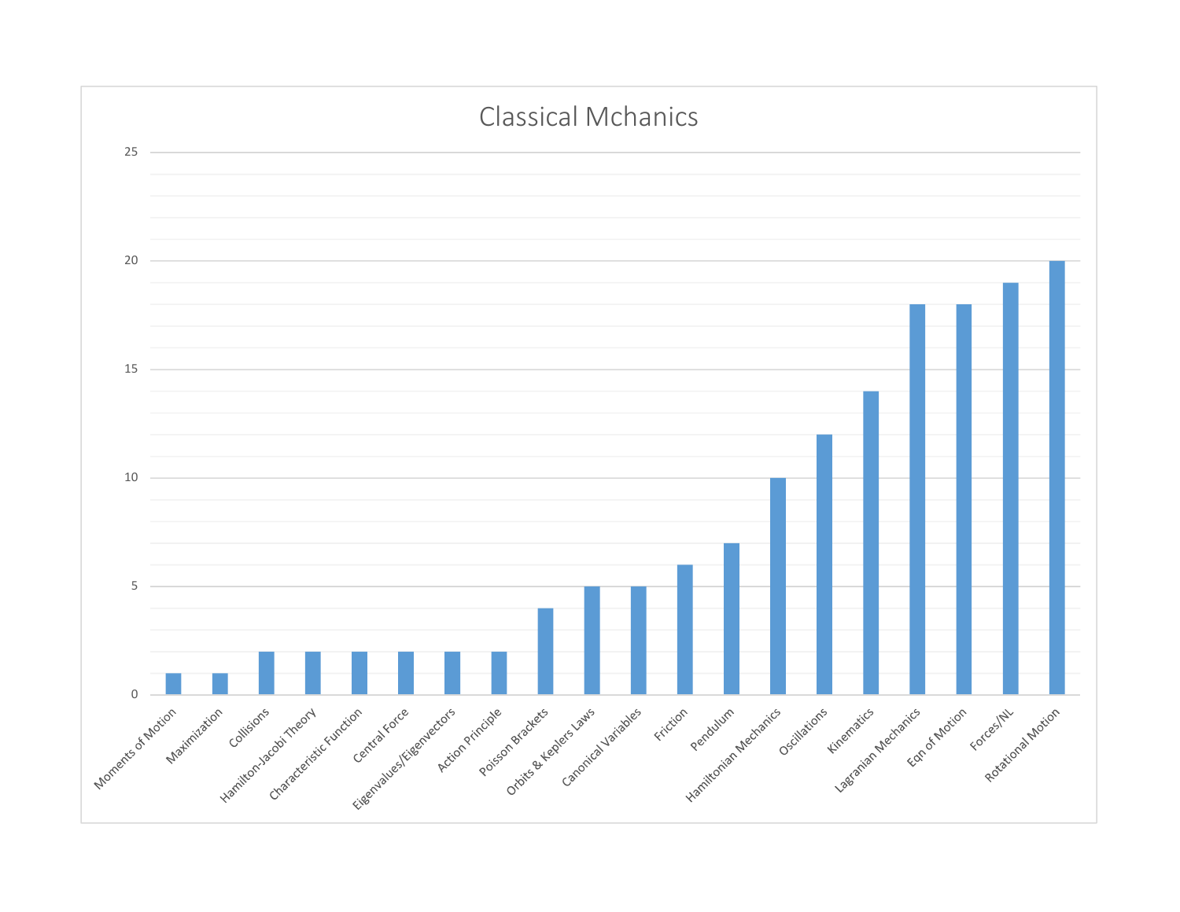# Classical Mchanics

| Topic | Value |
|---|---|
| Moments of Motion | 1 |
| Maximization | 1 |
| Collisions | 2 |
| Hamilton-Jacobi Theory | 2 |
| Characteristic Function | 2 |
| Central Force | 2 |
| Eigenvalues/Eigenvectors | 2 |
| Action Principle | 2 |
| Poisson Brackets | 4 |
| Orbits & Keplers Laws | 5 |
| Canonical Variables | 5 |
| Friction | 6 |
| Pendulum | 7 |
| Hamiltonian Mechanics | 10 |
| Oscillations | 12 |
| Kinematics | 14 |
| Lagranian Mechanics | 18 |
| Eqn of Motion | 18 |
| Forces/NL | 19 |
| Rotational Motion | 20 |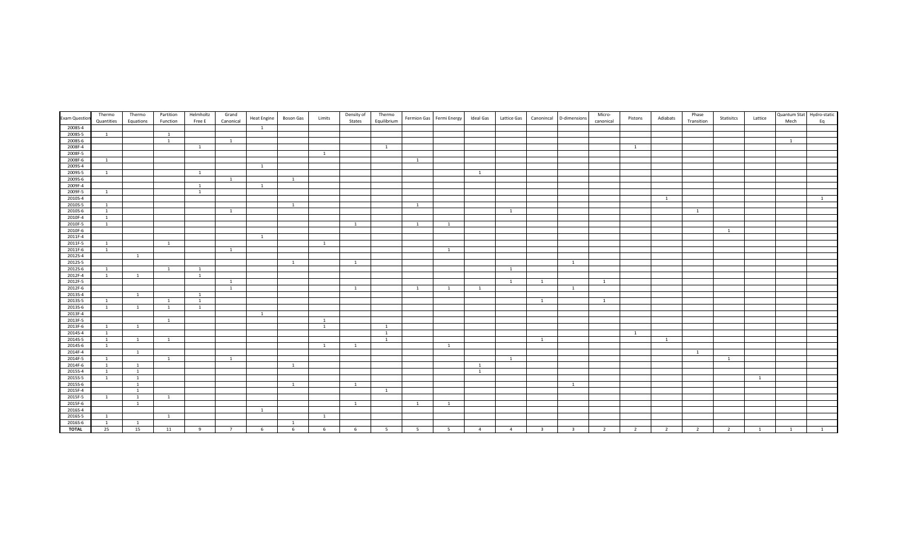| Exam Question | Thermo Quantities | Thermo Equations | Partition Function | Helmholtz Free E | Grand Canonical | Heat Engine | Boson Gas | Limits | Density of States | Thermo Equilibrium | Fermion Gas | Fermi Energy | Ideal Gas | Lattice Gas | Canonincal | D-dimensions | Micro-canonical | Pistons | Adiabats | Phase Transition | Statisitcs | Lattice | Quantum Stat Mech | Hydro-static Eq |
|---|---|---|---|---|---|---|---|---|---|---|---|---|---|---|---|---|---|---|---|---|---|---|---|---|
| 2008S-4 | | | | | | 1 | | | | | | | | | | | | | | | | | | |
| 2008S-5 | 1 | | 1 | | | | | | | | | | | | | | | | | | | | | |
| 2008S-6 | | | 1 | | 1 | | | | | | | | | | | | | | | | | | 1 | |
| 2008F-4 | | | | 1 | | | | | | 1 | | | | | | | | 1 | | | | | | |
| 2008F-5 | | | | | | | | 1 | | | | | | | | | | | | | | | | |
| 2008F-6 | 1 | | | | | | | | | | 1 | | | | | | | | | | | | | |
| 2009S-4 | | | | | | 1 | | | | | | | | | | | | | | | | | | |
| 2009S-5 | 1 | | | 1 | | | | | | | | | 1 | | | | | | | | | | | |
| 2009S-6 | | | | | 1 | | 1 | | | | | | | | | | | | | | | | | |
| 2009F-4 | | | | 1 | | 1 | | | | | | | | | | | | | | | | | | |
| 2009F-5 | 1 | | | 1 | | | | | | | | | | | | | | | | | | | | |
| 2010S-4 | | | | | | | | | | | | | | | | | | | 1 | | | | | 1 |
| 2010S-5 | 1 | | | | | | 1 | | | | 1 | | | | | | | | | | | | | |
| 2010S-6 | 1 | | | | 1 | | | | | | | | | 1 | | | | | | 1 | | | | |
| 2010F-4 | 1 | | | | | | | | | | | | | | | | | | | | | | | |
| 2010F-5 | 1 | | | | | | | | 1 | | 1 | 1 | | | | | | | | | | | | |
| 2010F-6 | | | | | | | | | | | | | | | | | | | | | 1 | | | |
| 2011F-4 | | | | | | 1 | | | | | | | | | | | | | | | | | | |
| 2011F-5 | 1 | | 1 | | | | | 1 | | | | | | | | | | | | | | | | |
| 2011F-6 | 1 | | | | 1 | | | | | | | 1 | | | | | | | | | | | | |
| 2012S-4 | | 1 | | | | | | | | | | | | | | | | | | | | | | |
| 2012S-5 | | | | | | | 1 | | 1 | | | | | | | 1 | | | | | | | | |
| 2012S-6 | 1 | | 1 | 1 | | | | | | | | | | 1 | | | | | | | | | | |
| 2012F-4 | 1 | 1 | | 1 | | | | | | | | | | | | | | | | | | | | |
| 2012F-5 | | | | | 1 | | | | | | | | | 1 | 1 | | 1 | | | | | | | |
| 2012F-6 | | | | | 1 | | | | 1 | | 1 | 1 | 1 | | | 1 | | | | | | | | |
| 2013S-4 | | 1 | | 1 | | | | | | | | | | | | | | | | | | | | |
| 2013S-5 | 1 | | 1 | 1 | | | | | | | | | | | 1 | | 1 | | | | | | | |
| 2013S-6 | 1 | 1 | 1 | 1 | | | | | | | | | | | | | | | | | | | | |
| 2013F-4 | | | | | | 1 | | | | | | | | | | | | | | | | | | |
| 2013F-5 | | | 1 | | | | | 1 | | | | | | | | | | | | | | | | |
| 2013F-6 | 1 | 1 | | | | | | 1 | | 1 | | | | | | | | | | | | | | |
| 2014S-4 | 1 | | | | | | | | | 1 | | | | | | | | 1 | | | | | | |
| 2014S-5 | 1 | 1 | 1 | | | | | | | 1 | | | | | 1 | | | | 1 | | | | | |
| 2014S-6 | 1 | | | | | | | 1 | 1 | | | 1 | | | | | | | | | | | | |
| 2014F-4 | | 1 | | | | | | | | | | | | | | | | | | 1 | | | | |
| 2014F-5 | 1 | | 1 | | 1 | | | | | | | | | 1 | | | | | | | 1 | | | |
| 2014F-6 | 1 | 1 | | | | | 1 | | | | | | 1 | | | | | | | | | | | |
| 2015S-4 | 1 | 1 | | | | | | | | | | | 1 | | | | | | | | | | | |
| 2015S-5 | 1 | 1 | | | | | | | | | | | | | | | | | | | | 1 | | |
| 2015S-6 | | 1 | | | | | 1 | | 1 | | | | | | | 1 | | | | | | | | |
| 2015F-4 | | 1 | | | | | | | | 1 | | | | | | | | | | | | | | |
| 2015F-5 | 1 | 1 | 1 | | | | | | | | | | | | | | | | | | | | | |
| 2015F-6 | | 1 | | | | | | | 1 | | 1 | 1 | | | | | | | | | | | | |
| 2016S-4 | | | | | | 1 | | | | | | | | | | | | | | | | | | |
| 2016S-5 | 1 | | 1 | | | | | 1 | | | | | | | | | | | | | | | | |
| 2016S-6 | 1 | 1 | | | | | 1 | | | | | | | | | | | | | | | | | |
| **TOTAL** | 25 | 15 | 11 | 9 | 7 | 6 | 6 | 6 | 6 | 5 | 5 | 5 | 4 | 4 | 3 | 3 | 2 | 2 | 2 | 2 | 2 | 1 | 1 | 1 |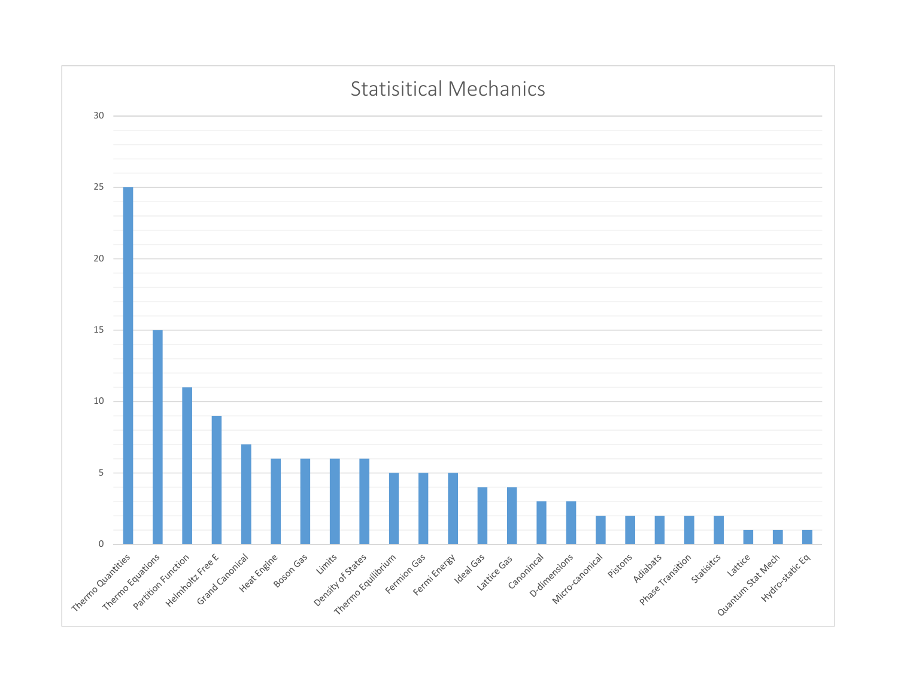Statisitical Mechanics

30

25

20

15

10

5

0

Thermo Quantities
Thermo Equations
Partition Function
Helmholtz Free E
Grand Canonical
Heat Engine
Boson Gas
Limits
Density of States
Thermo Equilibrium
Fermion Gas
Fermi Energy
Ideal Gas
Lattice Gas
Canonincal
D-dimensions
Micro-canonical
Pistons
Adiabats
Phase Transition
Statisitcs
Lattice
Quantum Stat Mech
Hydro-static Eq